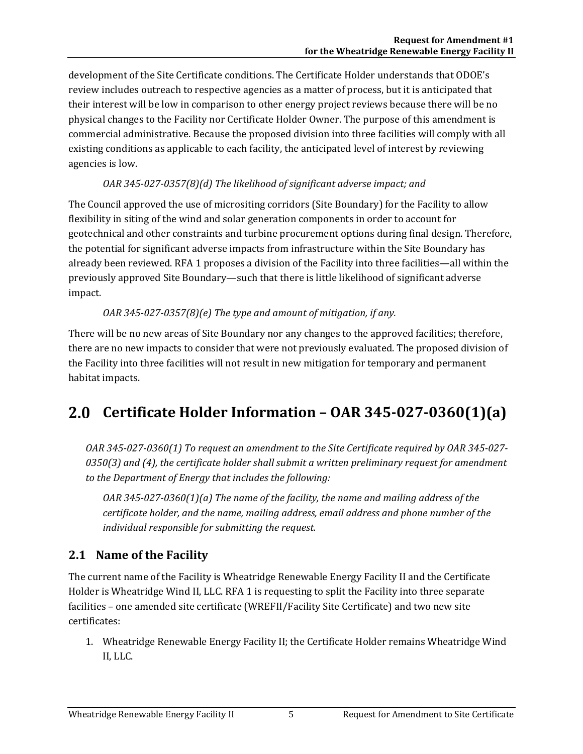development of the Site Certificate conditions. The Certificate Holder understands that ODOE's review includes outreach to respective agencies as a matter of process, but it is anticipated that their interest will be low in comparison to other energy project reviews because there will be no physical changes to the Facility nor Certificate Holder Owner. The purpose of this amendment is commercial administrative. Because the proposed division into three facilities will comply with all existing conditions as applicable to each facility, the anticipated level of interest by reviewing agencies is low.

*OAR 345-027-0357(8)(d) The likelihood of significant adverse impact; and*

The Council approved the use of micrositing corridors (Site Boundary) for the Facility to allow flexibility in siting of the wind and solar generation components in order to account for geotechnical and other constraints and turbine procurement options during final design. Therefore, the potential for significant adverse impacts from infrastructure within the Site Boundary has already been reviewed. RFA 1 proposes a division of the Facility into three facilities—all within the previously approved Site Boundary—such that there is little likelihood of significant adverse impact.

*OAR 345-027-0357(8)(e) The type and amount of mitigation, if any.*

There will be no new areas of Site Boundary nor any changes to the approved facilities; therefore, there are no new impacts to consider that were not previously evaluated. The proposed division of the Facility into three facilities will not result in new mitigation for temporary and permanent habitat impacts.

# 2.0 Certificate Holder Information – OAR 345-027-0360(1)(a)

*OAR 345-027-0360(1) To request an amendment to the Site Certificate required by OAR 345-027-0350(3) and (4), the certificate holder shall submit a written preliminary request for amendment to the Department of Energy that includes the following:*

*OAR 345-027-0360(1)(a) The name of the facility, the name and mailing address of the certificate holder, and the name, mailing address, email address and phone number of the individual responsible for submitting the request.*

## 2.1 Name of the Facility

The current name of the Facility is Wheatridge Renewable Energy Facility II and the Certificate Holder is Wheatridge Wind II, LLC. RFA 1 is requesting to split the Facility into three separate facilities – one amended site certificate (WREFII/Facility Site Certificate) and two new site certificates:

1. Wheatridge Renewable Energy Facility II; the Certificate Holder remains Wheatridge Wind II, LLC.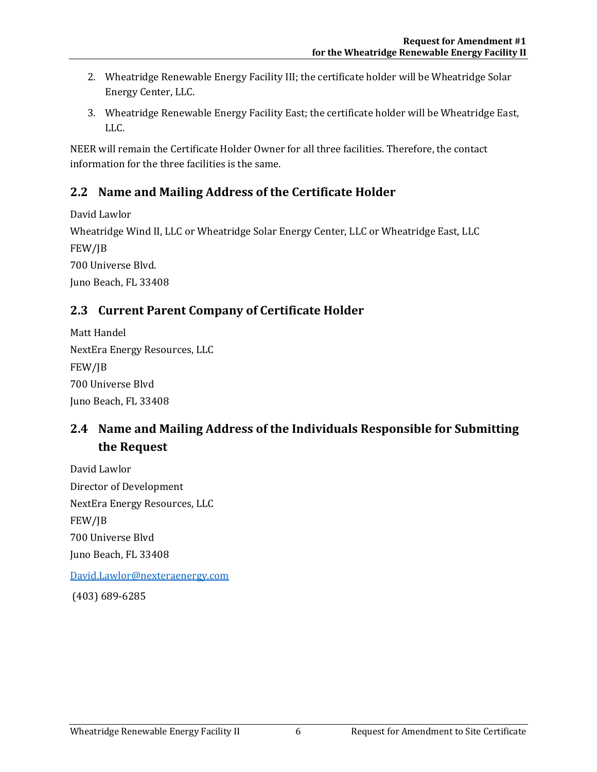2. Wheatridge Renewable Energy Facility III; the certificate holder will be Wheatridge Solar Energy Center, LLC.
3. Wheatridge Renewable Energy Facility East; the certificate holder will be Wheatridge East, LLC.

NEER will remain the Certificate Holder Owner for all three facilities. Therefore, the contact information for the three facilities is the same.

## 2.2 Name and Mailing Address of the Certificate Holder

David Lawlor

Wheatridge Wind II, LLC or Wheatridge Solar Energy Center, LLC or Wheatridge East, LLC

FEW/JB

700 Universe Blvd.

Juno Beach, FL 33408

## 2.3 Current Parent Company of Certificate Holder

Matt Handel

NextEra Energy Resources, LLC

FEW/JB

700 Universe Blvd

Juno Beach, FL 33408

## 2.4 Name and Mailing Address of the Individuals Responsible for Submitting the Request

David Lawlor

Director of Development

NextEra Energy Resources, LLC

FEW/JB

700 Universe Blvd

Juno Beach, FL 33408

David.Lawlor@nexteraenergy.com

(403) 689-6285